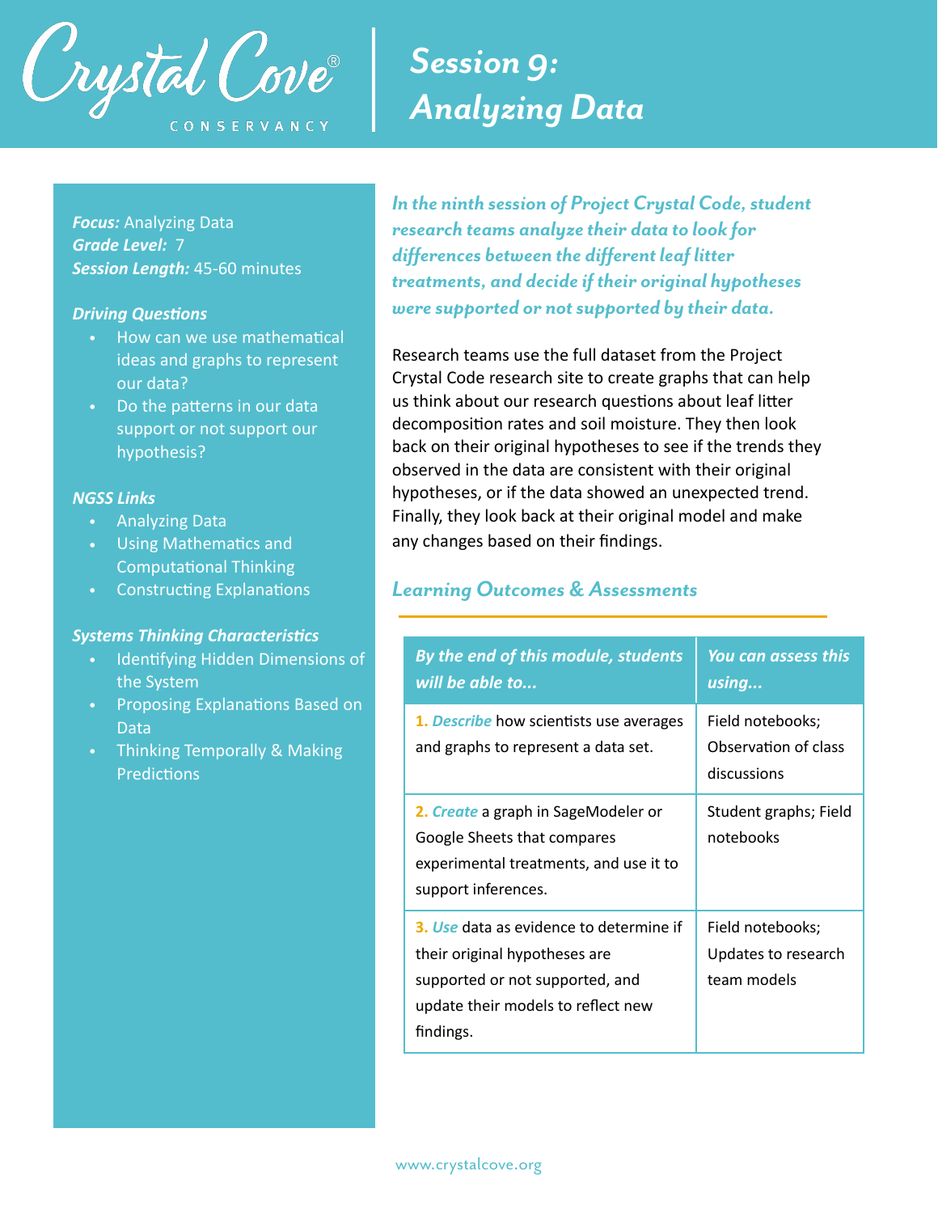Crystal Cove® CONSERVANCY

# Session 9: Analyzing Data

***Focus:*** Analyzing Data
***Grade Level:*** 7
***Session Length:*** 45-60 minutes

***Driving Questions***

- How can we use mathematical ideas and graphs to represent our data?
- Do the patterns in our data support or not support our hypothesis?

***NGSS Links***

- Analyzing Data
- Using Mathematics and Computational Thinking
- Constructing Explanations

***Systems Thinking Characteristics***

- Identifying Hidden Dimensions of the System
- Proposing Explanations Based on Data
- Thinking Temporally & Making Predictions

***In the ninth session of Project Crystal Code, student research teams analyze their data to look for differences between the different leaf litter treatments, and decide if their original hypotheses were supported or not supported by their data.***

Research teams use the full dataset from the Project Crystal Code research site to create graphs that can help us think about our research questions about leaf litter decomposition rates and soil moisture. They then look back on their original hypotheses to see if the trends they observed in the data are consistent with their original hypotheses, or if the data showed an unexpected trend. Finally, they look back at their original model and make any changes based on their findings.

## Learning Outcomes & Assessments

| *By the end of this module, students will be able to...* | *You can assess this using...* |
|---|---|
| **1.** *Describe* how scientists use averages and graphs to represent a data set. | Field notebooks; Observation of class discussions |
| **2.** *Create* a graph in SageModeler or Google Sheets that compares experimental treatments, and use it to support inferences. | Student graphs; Field notebooks |
| **3.** *Use* data as evidence to determine if their original hypotheses are supported or not supported, and update their models to reflect new findings. | Field notebooks; Updates to research team models |

www.crystalcove.org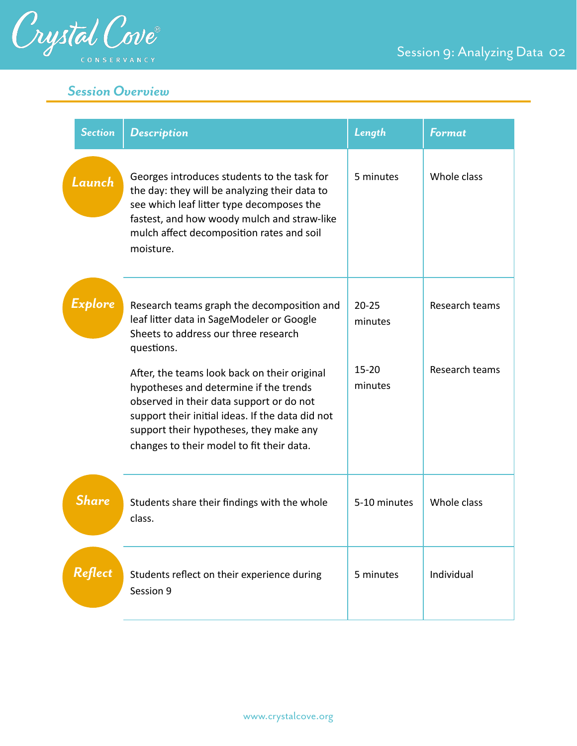## Session Overview

| Section | Description | Length | Format |
|---|---|---|---|
| Launch | Georges introduces students to the task for the day: they will be analyzing their data to see which leaf litter type decomposes the fastest, and how woody mulch and straw-like mulch affect decomposition rates and soil moisture. | 5 minutes | Whole class |
| Explore | Research teams graph the decomposition and leaf litter data in SageModeler or Google Sheets to address our three research questions. | 20-25 minutes | Research teams |
| | After, the teams look back on their original hypotheses and determine if the trends observed in their data support or do not support their initial ideas. If the data did not support their hypotheses, they make any changes to their model to fit their data. | 15-20 minutes | Research teams |
| Share | Students share their findings with the whole class. | 5-10 minutes | Whole class |
| Reflect | Students reflect on their experience during Session 9 | 5 minutes | Individual |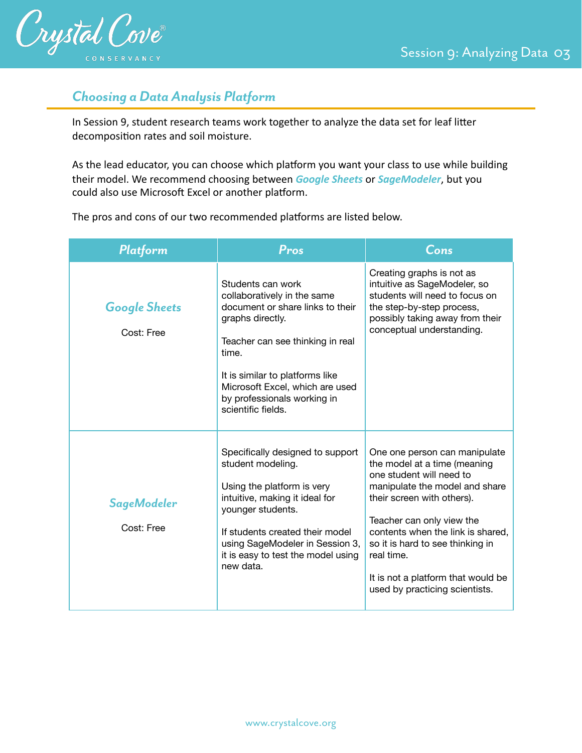## *Choosing a Data Analysis Platform*

In Session 9, student research teams work together to analyze the data set for leaf litter decomposition rates and soil moisture.

As the lead educator, you can choose which platform you want your class to use while building their model. We recommend choosing between ***Google Sheets*** or ***SageModeler***, but you could also use Microsoft Excel or another platform.

The pros and cons of our two recommended platforms are listed below.

| Platform | Pros | Cons |
|---|---|---|
| ***Google Sheets***<br><br>Cost: Free | Students can work collaboratively in the same document or share links to their graphs directly.<br><br>Teacher can see thinking in real time.<br><br>It is similar to platforms like Microsoft Excel, which are used by professionals working in scientific fields. | Creating graphs is not as intuitive as SageModeler, so students will need to focus on the step-by-step process, possibly taking away from their conceptual understanding. |
| ***SageModeler***<br><br>Cost: Free | Specifically designed to support student modeling.<br><br>Using the platform is very intuitive, making it ideal for younger students.<br><br>If students created their model using SageModeler in Session 3, it is easy to test the model using new data. | One one person can manipulate the model at a time (meaning one student will need to manipulate the model and share their screen with others).<br><br>Teacher can only view the contents when the link is shared, so it is hard to see thinking in real time.<br><br>It is not a platform that would be used by practicing scientists. |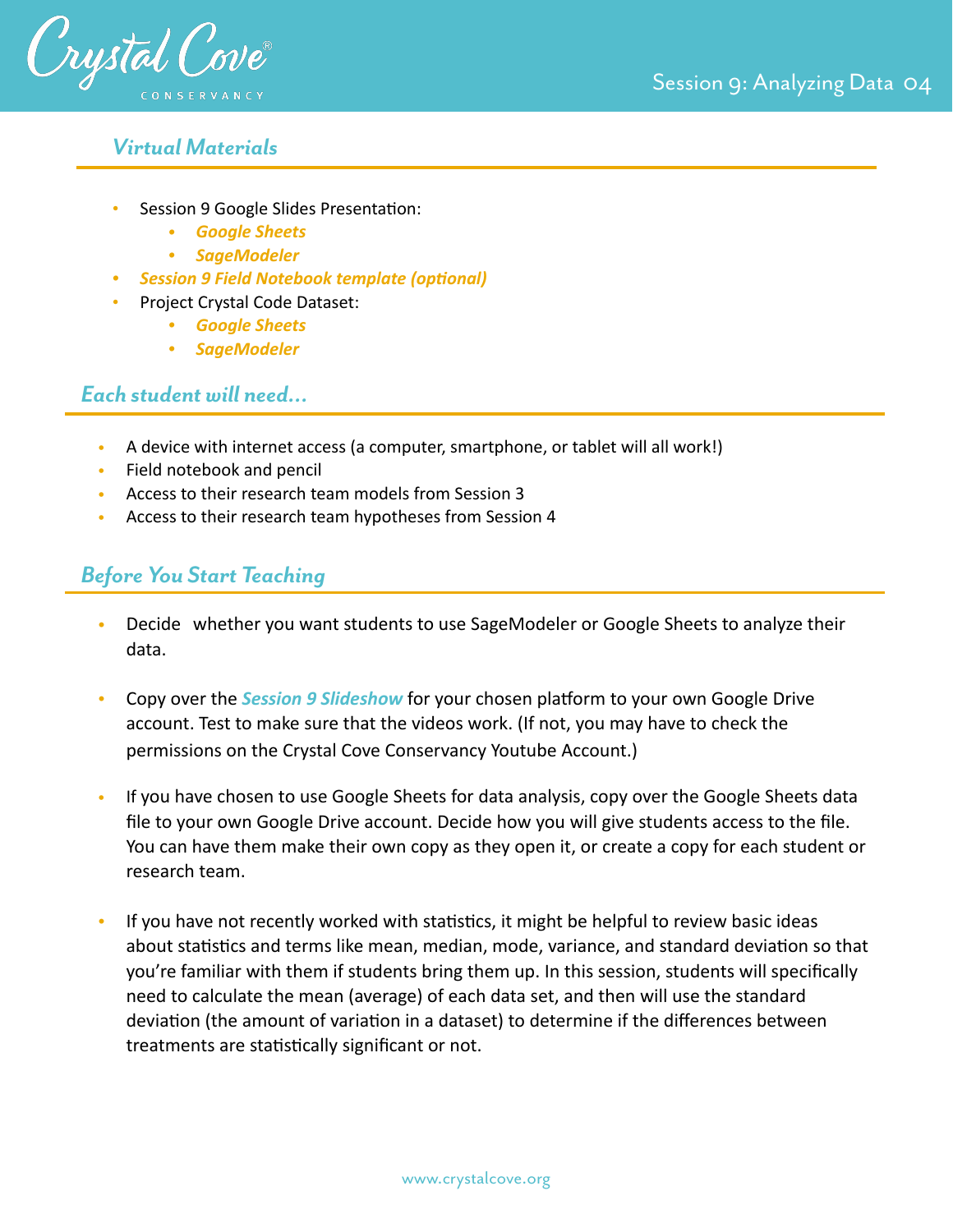## *Virtual Materials*

- Session 9 Google Slides Presentation:
  - ***Google Sheets***
  - ***SageModeler***
- ***Session 9 Field Notebook template (optional)***
- Project Crystal Code Dataset:
  - ***Google Sheets***
  - ***SageModeler***

## *Each student will need...*

- A device with internet access (a computer, smartphone, or tablet will all work!)
- Field notebook and pencil
- Access to their research team models from Session 3
- Access to their research team hypotheses from Session 4

## *Before You Start Teaching*

- Decide whether you want students to use SageModeler or Google Sheets to analyze their data.
- Copy over the ***Session 9 Slideshow*** for your chosen platform to your own Google Drive account. Test to make sure that the videos work. (If not, you may have to check the permissions on the Crystal Cove Conservancy Youtube Account.)
- If you have chosen to use Google Sheets for data analysis, copy over the Google Sheets data file to your own Google Drive account. Decide how you will give students access to the file. You can have them make their own copy as they open it, or create a copy for each student or research team.
- If you have not recently worked with statistics, it might be helpful to review basic ideas about statistics and terms like mean, median, mode, variance, and standard deviation so that you're familiar with them if students bring them up. In this session, students will specifically need to calculate the mean (average) of each data set, and then will use the standard deviation (the amount of variation in a dataset) to determine if the differences between treatments are statistically significant or not.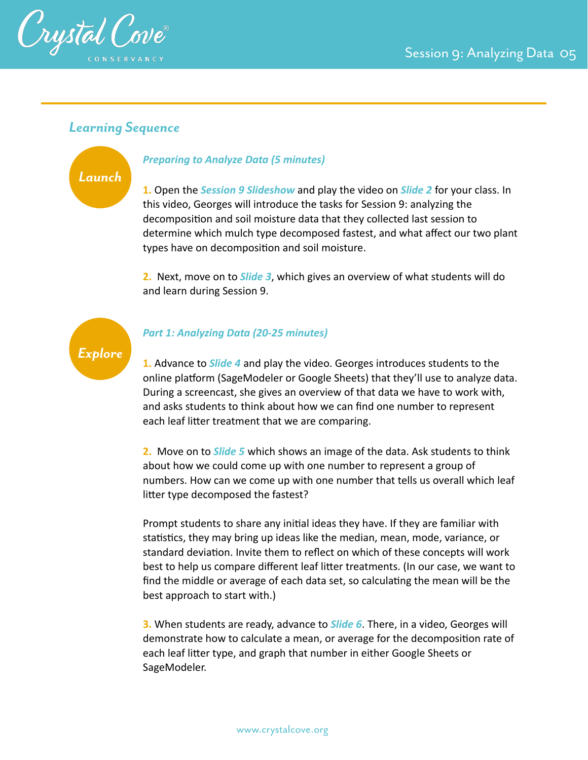## Learning Sequence

### Launch

***Preparing to Analyze Data (5 minutes)***

**1.** Open the ***Session 9 Slideshow*** and play the video on ***Slide 2*** for your class. In this video, Georges will introduce the tasks for Session 9: analyzing the decomposition and soil moisture data that they collected last session to determine which mulch type decomposed fastest, and what affect our two plant types have on decomposition and soil moisture.

**2.** Next, move on to ***Slide 3***, which gives an overview of what students will do and learn during Session 9.

### Explore

***Part 1: Analyzing Data (20-25 minutes)***

**1.** Advance to ***Slide 4*** and play the video. Georges introduces students to the online platform (SageModeler or Google Sheets) that they'll use to analyze data. During a screencast, she gives an overview of that data we have to work with, and asks students to think about how we can find one number to represent each leaf litter treatment that we are comparing.

**2.** Move on to ***Slide 5*** which shows an image of the data. Ask students to think about how we could come up with one number to represent a group of numbers. How can we come up with one number that tells us overall which leaf litter type decomposed the fastest?

Prompt students to share any initial ideas they have. If they are familiar with statistics, they may bring up ideas like the median, mean, mode, variance, or standard deviation. Invite them to reflect on which of these concepts will work best to help us compare different leaf litter treatments. (In our case, we want to find the middle or average of each data set, so calculating the mean will be the best approach to start with.)

**3.** When students are ready, advance to ***Slide 6***. There, in a video, Georges will demonstrate how to calculate a mean, or average for the decomposition rate of each leaf litter type, and graph that number in either Google Sheets or SageModeler.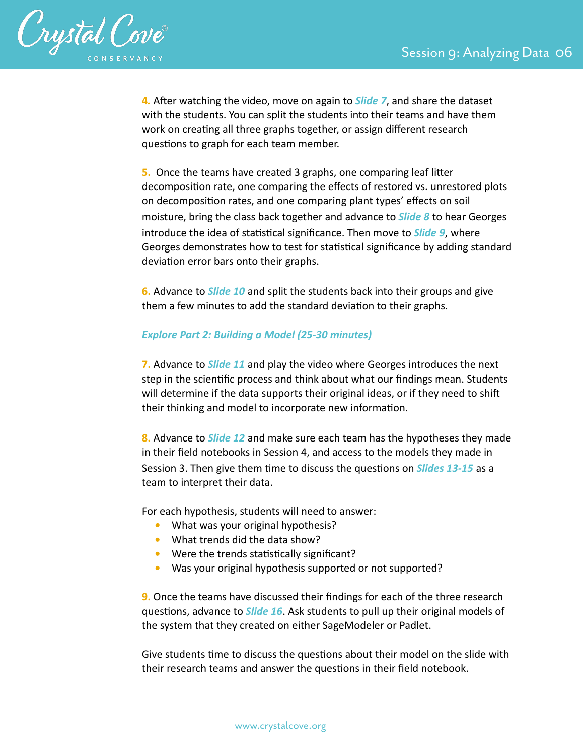**4.** After watching the video, move on again to ***Slide 7***, and share the dataset with the students. You can split the students into their teams and have them work on creating all three graphs together, or assign different research questions to graph for each team member.

**5.** Once the teams have created 3 graphs, one comparing leaf litter decomposition rate, one comparing the effects of restored vs. unrestored plots on decomposition rates, and one comparing plant types' effects on soil moisture, bring the class back together and advance to ***Slide 8*** to hear Georges introduce the idea of statistical significance. Then move to ***Slide 9***, where Georges demonstrates how to test for statistical significance by adding standard deviation error bars onto their graphs.

**6.** Advance to ***Slide 10*** and split the students back into their groups and give them a few minutes to add the standard deviation to their graphs.

***Explore Part 2: Building a Model (25-30 minutes)***

**7.** Advance to ***Slide 11*** and play the video where Georges introduces the next step in the scientific process and think about what our findings mean. Students will determine if the data supports their original ideas, or if they need to shift their thinking and model to incorporate new information.

**8.** Advance to ***Slide 12*** and make sure each team has the hypotheses they made in their field notebooks in Session 4, and access to the models they made in Session 3. Then give them time to discuss the questions on ***Slides 13-15*** as a team to interpret their data.

For each hypothesis, students will need to answer:

- What was your original hypothesis?
- What trends did the data show?
- Were the trends statistically significant?
- Was your original hypothesis supported or not supported?

**9.** Once the teams have discussed their findings for each of the three research questions, advance to ***Slide 16***. Ask students to pull up their original models of the system that they created on either SageModeler or Padlet.

Give students time to discuss the questions about their model on the slide with their research teams and answer the questions in their field notebook.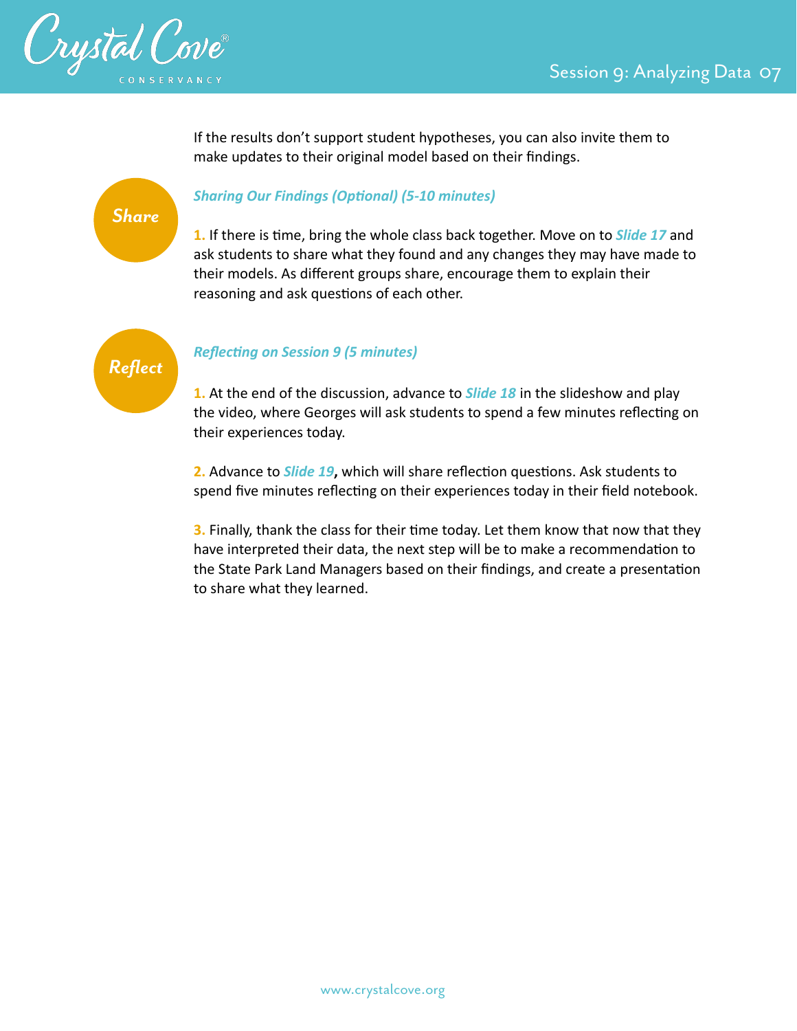If the results don't support student hypotheses, you can also invite them to make updates to their original model based on their findings.

**Share**

***Sharing Our Findings (Optional) (5-10 minutes)***

**1.** If there is time, bring the whole class back together. Move on to ***Slide 17*** and ask students to share what they found and any changes they may have made to their models. As different groups share, encourage them to explain their reasoning and ask questions of each other.

**Reflect**

***Reflecting on Session 9 (5 minutes)***

**1.** At the end of the discussion, advance to ***Slide 18*** in the slideshow and play the video, where Georges will ask students to spend a few minutes reflecting on their experiences today.

**2.** Advance to ***Slide 19*****,** which will share reflection questions. Ask students to spend five minutes reflecting on their experiences today in their field notebook.

**3.** Finally, thank the class for their time today. Let them know that now that they have interpreted their data, the next step will be to make a recommendation to the State Park Land Managers based on their findings, and create a presentation to share what they learned.